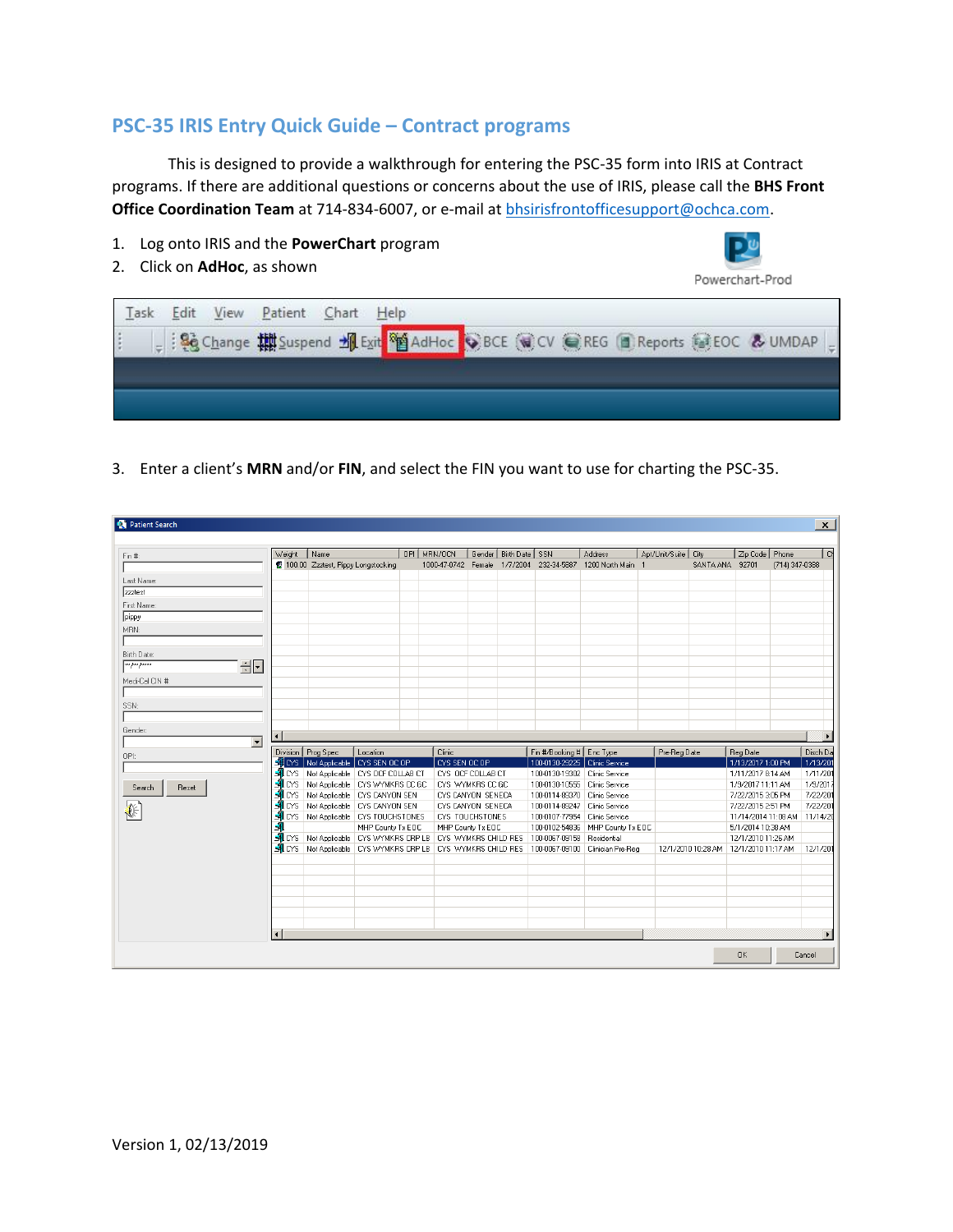## PSC-35 IRIS Entry Quick Guide – Contract programs

This is designed to provide a walkthrough for entering the PSC-35 form into IRIS at Contract programs. If there are additional questions or concerns about the use of IRIS, please call the **BHS Front Office Coordination Team** at 714-834-6007, or e-mail at bhsirisfrontofficesupport@ochca.com.

1. Log onto IRIS and the **PowerChart** program
2. Click on **AdHoc**, as shown

3. Enter a client's **MRN** and/or **FIN**, and select the FIN you want to use for charting the PSC-35.

Version 1, 02/13/2019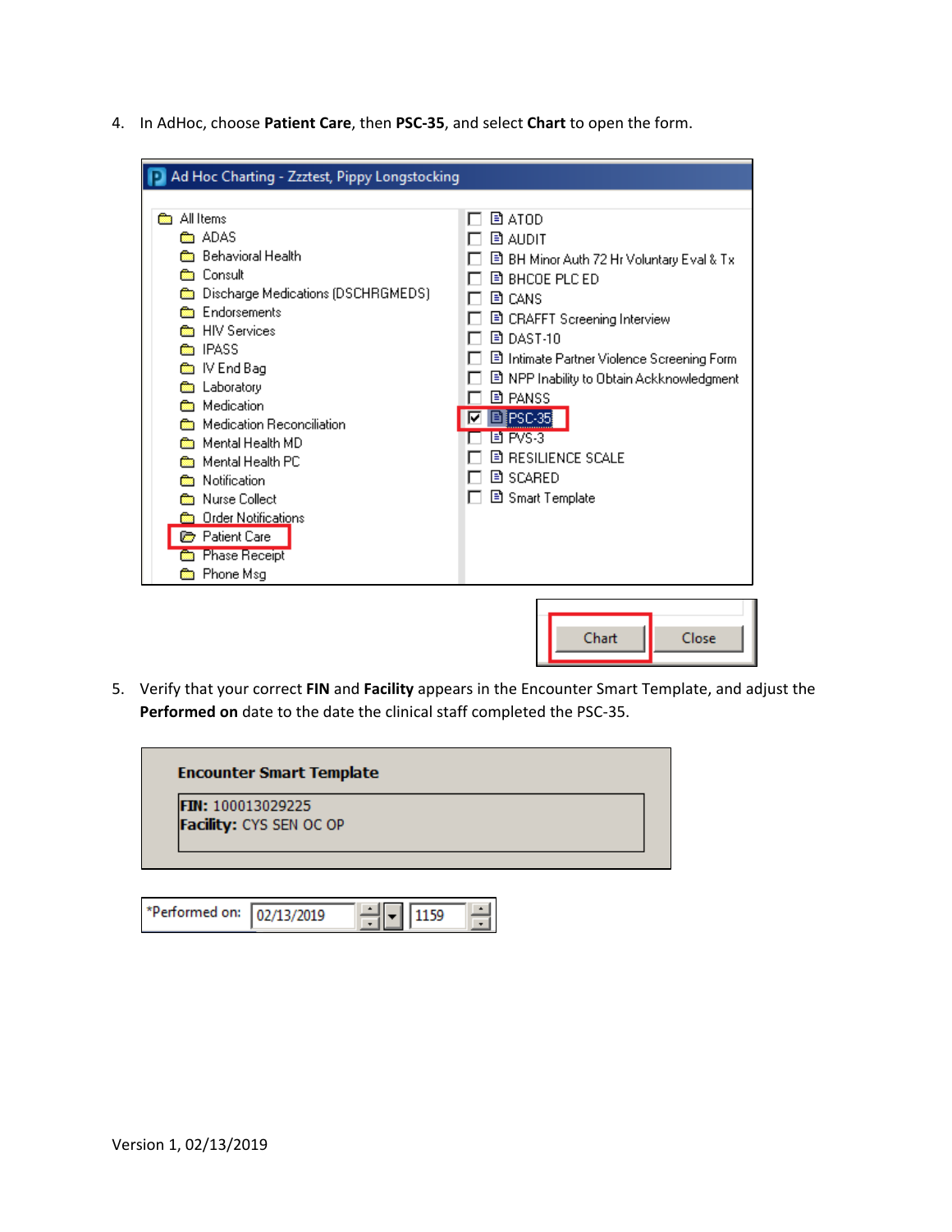4. In AdHoc, choose **Patient Care**, then **PSC-35**, and select **Chart** to open the form.

5. Verify that your correct **FIN** and **Facility** appears in the Encounter Smart Template, and adjust the **Performed on** date to the date the clinical staff completed the PSC-35.

Version 1, 02/13/2019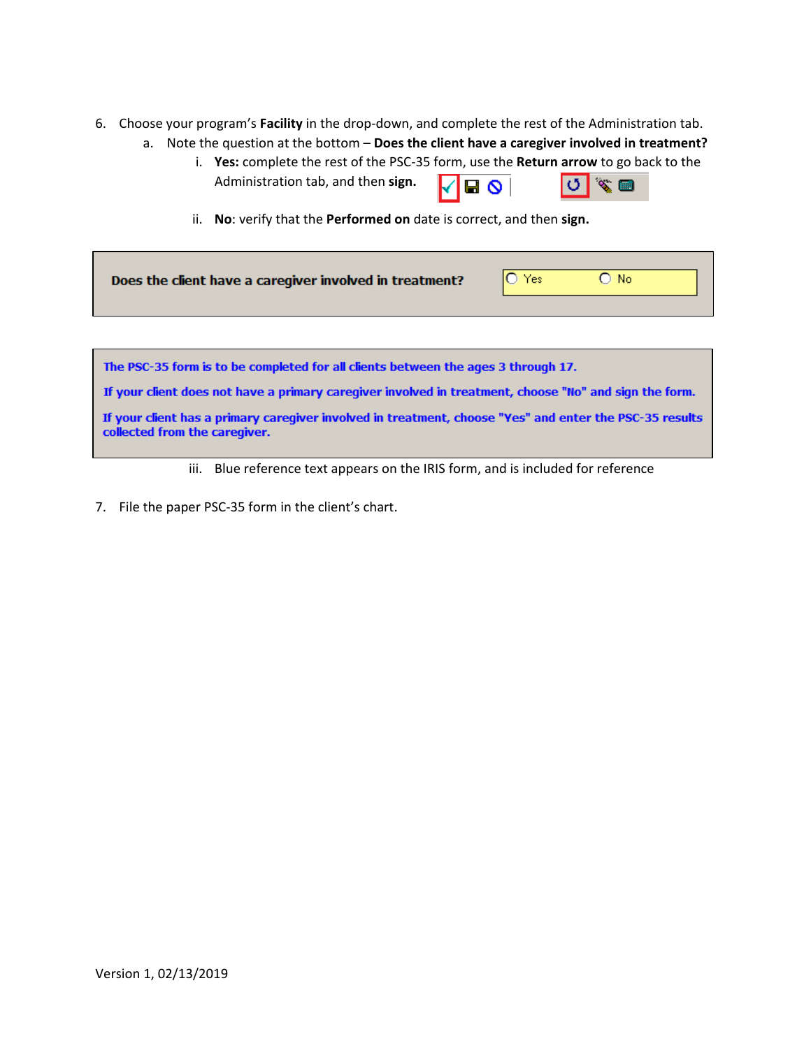6. Choose your program's **Facility** in the drop-down, and complete the rest of the Administration tab.
   a. Note the question at the bottom – **Does the client have a caregiver involved in treatment?**
      i. **Yes:** complete the rest of the PSC-35 form, use the **Return arrow** to go back to the Administration tab, and then **sign.**
      ii. **No**: verify that the **Performed on** date is correct, and then **sign.**

**Does the client have a caregiver involved in treatment?** ○ Yes ○ No

The PSC-35 form is to be completed for all clients between the ages 3 through 17.

If your client does not have a primary caregiver involved in treatment, choose "No" and sign the form.

If your client has a primary caregiver involved in treatment, choose "Yes" and enter the PSC-35 results collected from the caregiver.

      iii. Blue reference text appears on the IRIS form, and is included for reference

7. File the paper PSC-35 form in the client's chart.

Version 1, 02/13/2019